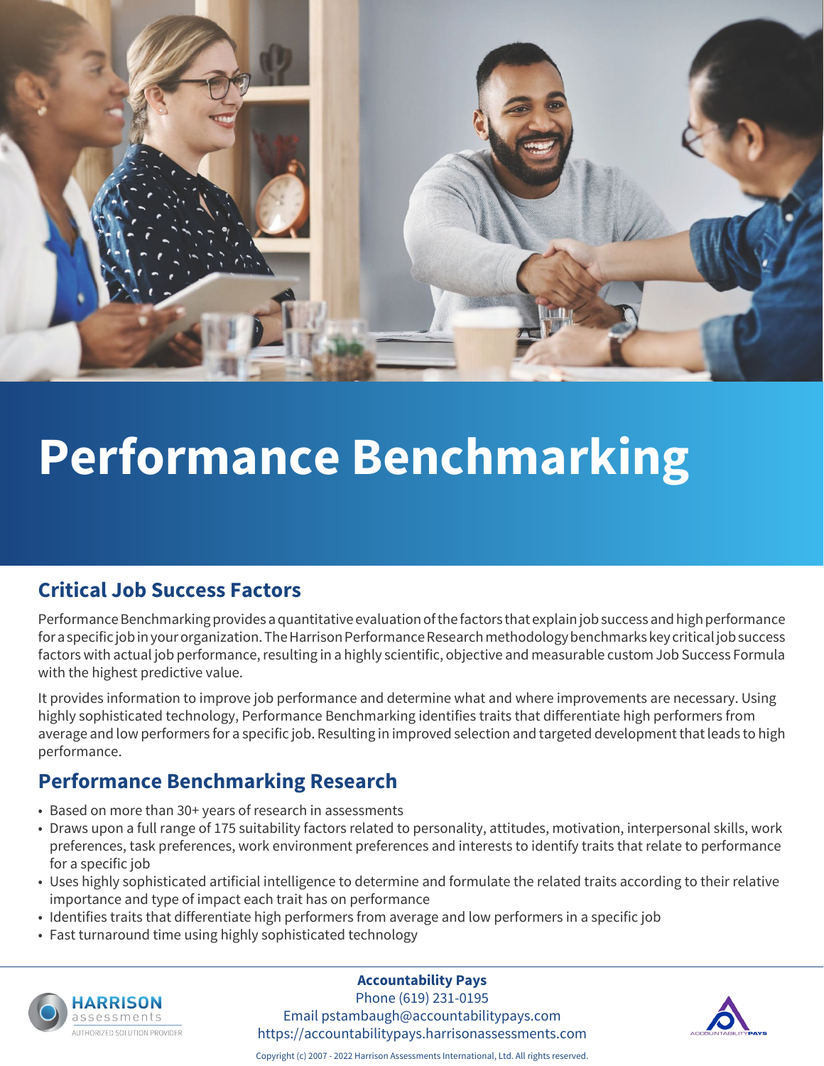# Performance Benchmarking

## Critical Job Success Factors

Performance Benchmarking provides a quantitative evaluation of the factors that explain job success and high performance for a specific job in your organization. The Harrison Performance Research methodology benchmarks key critical job success factors with actual job performance, resulting in a highly scientific, objective and measurable custom Job Success Formula with the highest predictive value.

It provides information to improve job performance and determine what and where improvements are necessary. Using highly sophisticated technology, Performance Benchmarking identifies traits that differentiate high performers from average and low performers for a specific job. Resulting in improved selection and targeted development that leads to high performance.

## Performance Benchmarking Research

- Based on more than 30+ years of research in assessments
- Draws upon a full range of 175 suitability factors related to personality, attitudes, motivation, interpersonal skills, work preferences, task preferences, work environment preferences and interests to identify traits that relate to performance for a specific job
- Uses highly sophisticated artificial intelligence to determine and formulate the related traits according to their relative importance and type of impact each trait has on performance
- Identifies traits that differentiate high performers from average and low performers in a specific job
- Fast turnaround time using highly sophisticated technology

HARRISON assessments
AUTHORIZED SOLUTION PROVIDER

**Accountability Pays**
Phone (619) 231-0195
Email pstambaugh@accountabilitypays.com
https://accountabilitypays.harrisonassessments.com

ACCOUNTABILITYPAYS

Copyright (c) 2007 - 2022 Harrison Assessments International, Ltd. All rights reserved.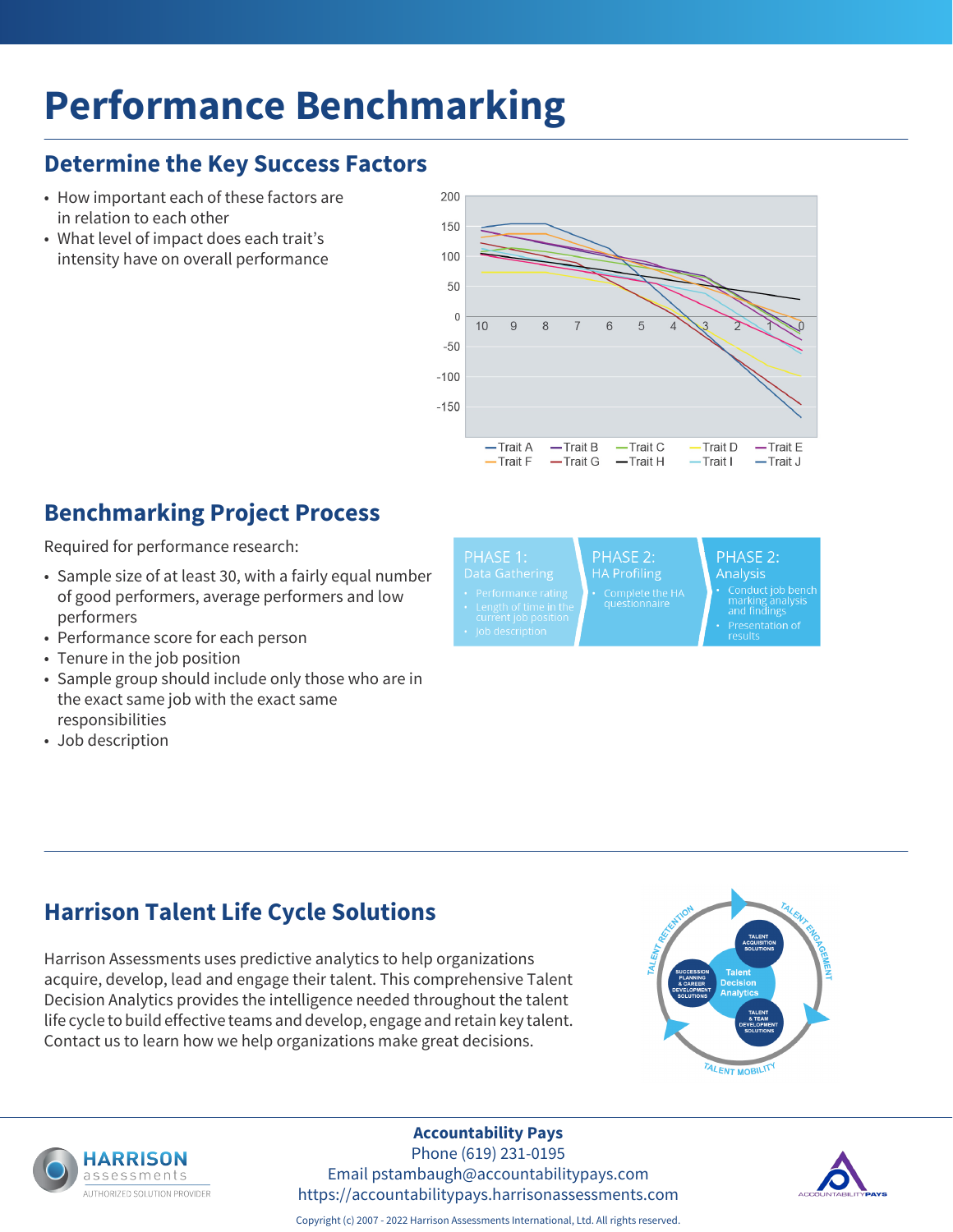# Performance Benchmarking

## Determine the Key Success Factors

- How important each of these factors are in relation to each other
- What level of impact does each trait's intensity have on overall performance

200
150
100
50
0
-50
-100
-150

10 9 8 7 6 5 4 3 2 1 0

Trait A, Trait B, Trait C, Trait D, Trait E
Trait F, Trait G, Trait H, Trait I, Trait J

## Benchmarking Project Process

Required for performance research:

- Sample size of at least 30, with a fairly equal number of good performers, average performers and low performers
- Performance score for each person
- Tenure in the job position
- Sample group should include only those who are in the exact same job with the exact same responsibilities
- Job description

PHASE 1: Data Gathering
- Performance rating
- Length of time in the current job position
- Job description

PHASE 2: HA Profiling
- Complete the HA questionnaire

PHASE 2: Analysis
- Conduct job bench marking analysis and findings
- Presentation of results

## Harrison Talent Life Cycle Solutions

Harrison Assessments uses predictive analytics to help organizations acquire, develop, lead and engage their talent. This comprehensive Talent Decision Analytics provides the intelligence needed throughout the talent life cycle to build effective teams and develop, engage and retain key talent. Contact us to learn how we help organizations make great decisions.

TALENT RETENTION
TALENT ENGAGEMENT
TALENT MOBILITY
TALENT ACQUISITION SOLUTIONS
SUCCESSION PLANNING & CAREER DEVELOPMENT SOLUTIONS
Talent Decision Analytics
TALENT & TEAM DEVELOPMENT SOLUTIONS

HARRISON assessments
AUTHORIZED SOLUTION PROVIDER

**Accountability Pays**
Phone (619) 231-0195
Email pstambaugh@accountabilitypays.com
https://accountabilitypays.harrisonassessments.com

ACCOUNTABILITYPAYS

Copyright (c) 2007 - 2022 Harrison Assessments International, Ltd. All rights reserved.